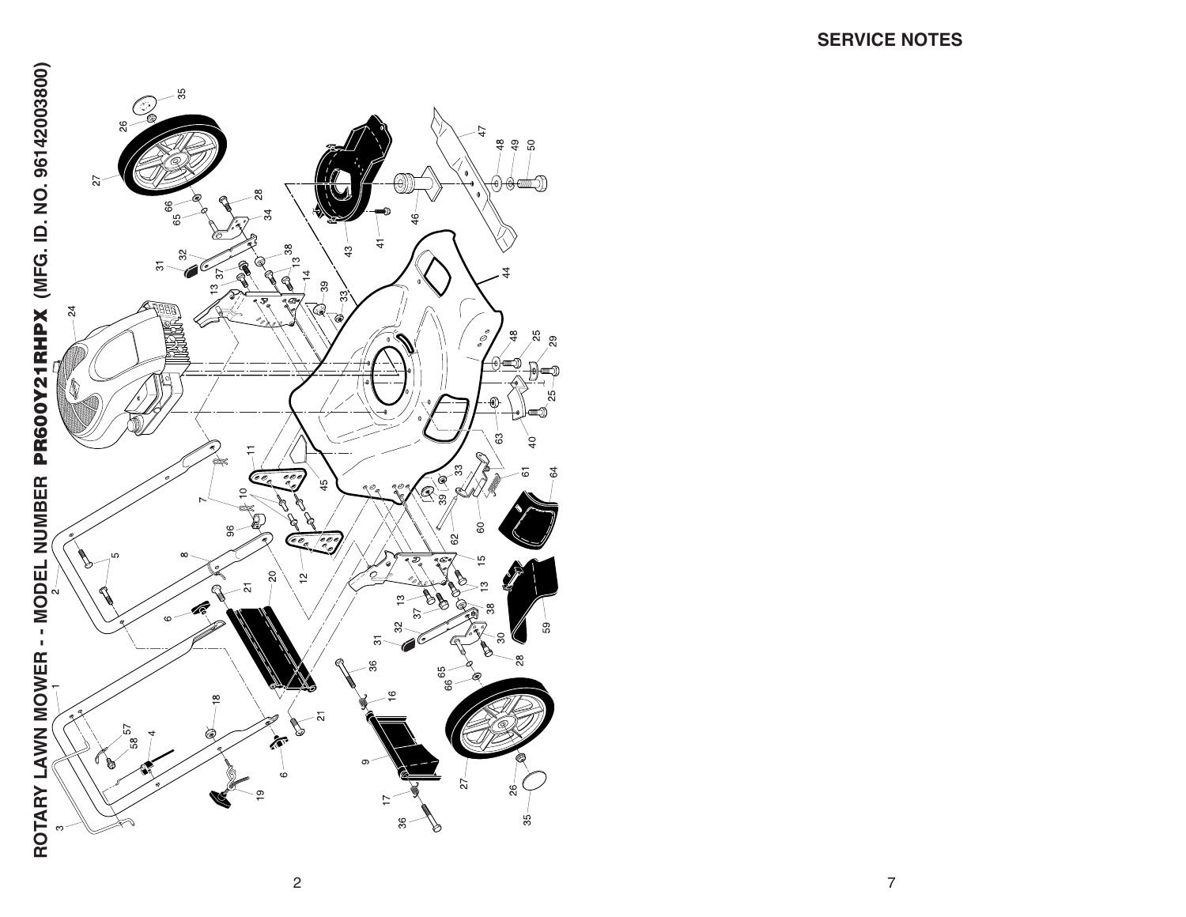# ROTARY LAWN MOWER - - MODEL NUMBER PR600Y21RHPX (MFG. ID. NO. 96142003800)

1 2 3 4 5 6 7 8 9 10 11 12 13 14 15 16 17 18 19 20 21 24 25 26 27 28 29 30 31 32 33 34 35 36 37 38 39 40 41 43 44 45 46 47 48 49 50 57 58 59 60 61 62 63 64 65 66 96

## SERVICE NOTES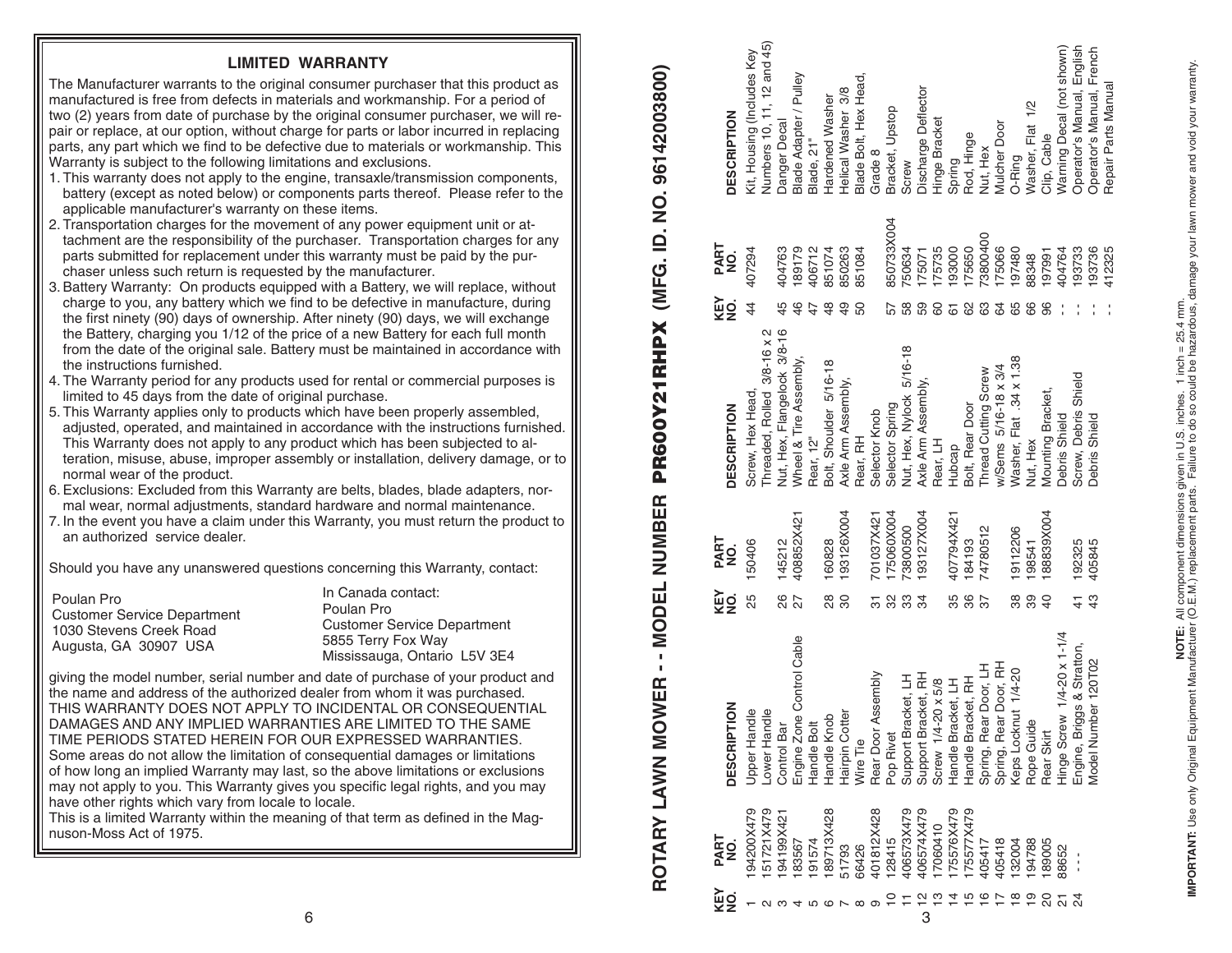## LIMITED WARRANTY

The Manufacturer warrants to the original consumer purchaser that this product as manufactured is free from defects in materials and workmanship. For a period of two (2) years from date of purchase by the original consumer purchaser, we will repair or replace, at our option, without charge for parts or labor incurred in replacing parts, any part which we find to be defective due to materials or workmanship. This Warranty is subject to the following limitations and exclusions.

1. This warranty does not apply to the engine, transaxle/transmission components, battery (except as noted below) or components parts thereof. Please refer to the applicable manufacturer's warranty on these items.
2. Transportation charges for the movement of any power equipment unit or attachment are the responsibility of the purchaser. Transportation charges for any parts submitted for replacement under this warranty must be paid by the purchaser unless such return is requested by the manufacturer.
3. Battery Warranty: On products equipped with a Battery, we will replace, without charge to you, any battery which we find to be defective in manufacture, during the first ninety (90) days of ownership. After ninety (90) days, we will exchange the Battery, charging you 1/12 of the price of a new Battery for each full month from the date of the original sale. Battery must be maintained in accordance with the instructions furnished.
4. The Warranty period for any products used for rental or commercial purposes is limited to 45 days from the date of original purchase.
5. This Warranty applies only to products which have been properly assembled, adjusted, operated, and maintained in accordance with the instructions furnished. This Warranty does not apply to any product which has been subjected to alteration, misuse, abuse, improper assembly or installation, delivery damage, or to normal wear of the product.
6. Exclusions: Excluded from this Warranty are belts, blades, blade adapters, normal wear, normal adjustments, standard hardware and normal maintenance.
7. In the event you have a claim under this Warranty, you must return the product to an authorized service dealer.

Should you have any unanswered questions concerning this Warranty, contact:

Poulan Pro
Customer Service Department
1030 Stevens Creek Road
Augusta, GA 30907 USA

In Canada contact:
Poulan Pro
Customer Service Department
5855 Terry Fox Way
Mississauga, Ontario L5V 3E4

giving the model number, serial number and date of purchase of your product and the name and address of the authorized dealer from whom it was purchased.
THIS WARRANTY DOES NOT APPLY TO INCIDENTAL OR CONSEQUENTIAL DAMAGES AND ANY IMPLIED WARRANTIES ARE LIMITED TO THE SAME TIME PERIODS STATED HEREIN FOR OUR EXPRESSED WARRANTIES.
Some areas do not allow the limitation of consequential damages or limitations of how long an implied Warranty may last, so the above limitations or exclusions may not apply to you. This Warranty gives you specific legal rights, and you may have other rights which vary from locale to locale.
This is a limited Warranty within the meaning of that term as defined in the Magnuson-Moss Act of 1975.

## ROTARY LAWN MOWER - - MODEL NUMBER **PR600Y21RHPX** (MFG. ID. NO. 96142003800)

| KEY NO. | PART NO. | DESCRIPTION |
|---|---|---|
| 1 | 194200X479 | Upper Handle |
| 2 | 151721X479 | Lower Handle |
| 3 | 194199X421 | Control Bar |
| 4 | 183567 | Engine Zone Control Cable |
| 5 | 191574 | Handle Bolt |
| 6 | 189713X428 | Handle Knob |
| 7 | 51793 | Hairpin Cotter |
| 8 | 66426 | Wire Tie |
| 9 | 401812X428 | Rear Door Assembly |
| 10 | 128415 | Pop Rivet |
| 11 | 406573X479 | Support Bracket, LH |
| 12 | 406574X479 | Support Bracket, RH |
| 13 | 17060410 | Screw 1/4-20 x 5/8 |
| 14 | 175576X479 | Handle Bracket, LH |
| 15 | 175577X479 | Handle Bracket, RH |
| 16 | 405417 | Spring, Rear Door, LH |
| 17 | 405418 | Spring, Rear Door, RH |
| 18 | 132004 | Keps Locknut 1/4-20 |
| 19 | 194788 | Rope Guide |
| 20 | 189005 | Rear Skirt |
| 21 | 88652 | Hinge Screw 1/4-20 x 1-1/4 |
| 24 | - - - | Engine, Briggs & Stratton, Model Number 120T02 |
| 25 | 150406 | Screw, Hex Head, Threaded, Rolled 3/8-16 x 2 |
| 26 | 145212 | Nut, Hex, Flangelock 3/8-16 |
| 27 | 408852X421 | Wheel & Tire Assembly, Rear, 12" |
| 28 | 160828 | Bolt, Shoulder 5/16-18 |
| 30 | 193126X004 | Axle Arm Assembly, Rear, RH |
| 31 | 701037X421 | Selector Knob |
| 32 | 175060X004 | Selector Spring |
| 33 | 73800500 | Nut, Hex, Nylock 5/16-18 |
| 34 | 193127X004 | Axle Arm Assembly, Rear, LH |
| 35 | 407794X421 | Hubcap |
| 36 | 184193 | Bolt, Rear Door |
| 37 | 74780512 | Thread Cutting Screw w/Sems 5/16-18 x 3/4 |
| 38 | 19112206 | Washer, Flat .34 x 1.38 |
| 39 | 198541 | Nut, Hex |
| 40 | 188839X004 | Mounting Bracket, Debris Shield |
| 41 | 192325 | Screw, Debris Shield |
| 43 | 405845 | Debris Shield |
| 44 | 407294 | Kit, Housing (Includes Key Numbers 10, 11, 12 and 45) |
| 45 | 404763 | Danger Decal |
| 46 | 189179 | Blade Adapter / Pulley |
| 47 | 406712 | Blade, 21" |
| 48 | 851074 | Hardened Washer |
| 49 | 850263 | Helical Washer 3/8 |
| 50 | 851084 | Blade Bolt, Hex Head, Grade 8 |
| 57 | 850733X004 | Bracket, Upstop |
| 58 | 750634 | Screw |
| 59 | 175071 | Discharge Deflector |
| 60 | 175735 | Hinge Bracket |
| 61 | 193000 | Spring |
| 62 | 175650 | Rod, Hinge |
| 63 | 73800400 | Nut, Hex |
| 64 | 175066 | Mulcher Door |
| 65 | 197480 | O-Ring |
| 66 | 88348 | Washer, Flat 1/2 |
| 96 | 197991 | Clip, Cable |
| - - | 404764 | Warning Decal (not shown) |
| - - | 193733 | Operator's Manual, English |
| - - | 193736 | Operator's Manual, French |
| - - | 412325 | Repair Parts Manual |

**NOTE:** All component dimensions given in U.S. inches. 1 inch = 25.4 mm.
**IMPORTANT:** Use only Original Equipment Manufacturer (O.E.M.) replacement parts. Failure to do so could be hazardous, damage your lawn mower and void your warranty.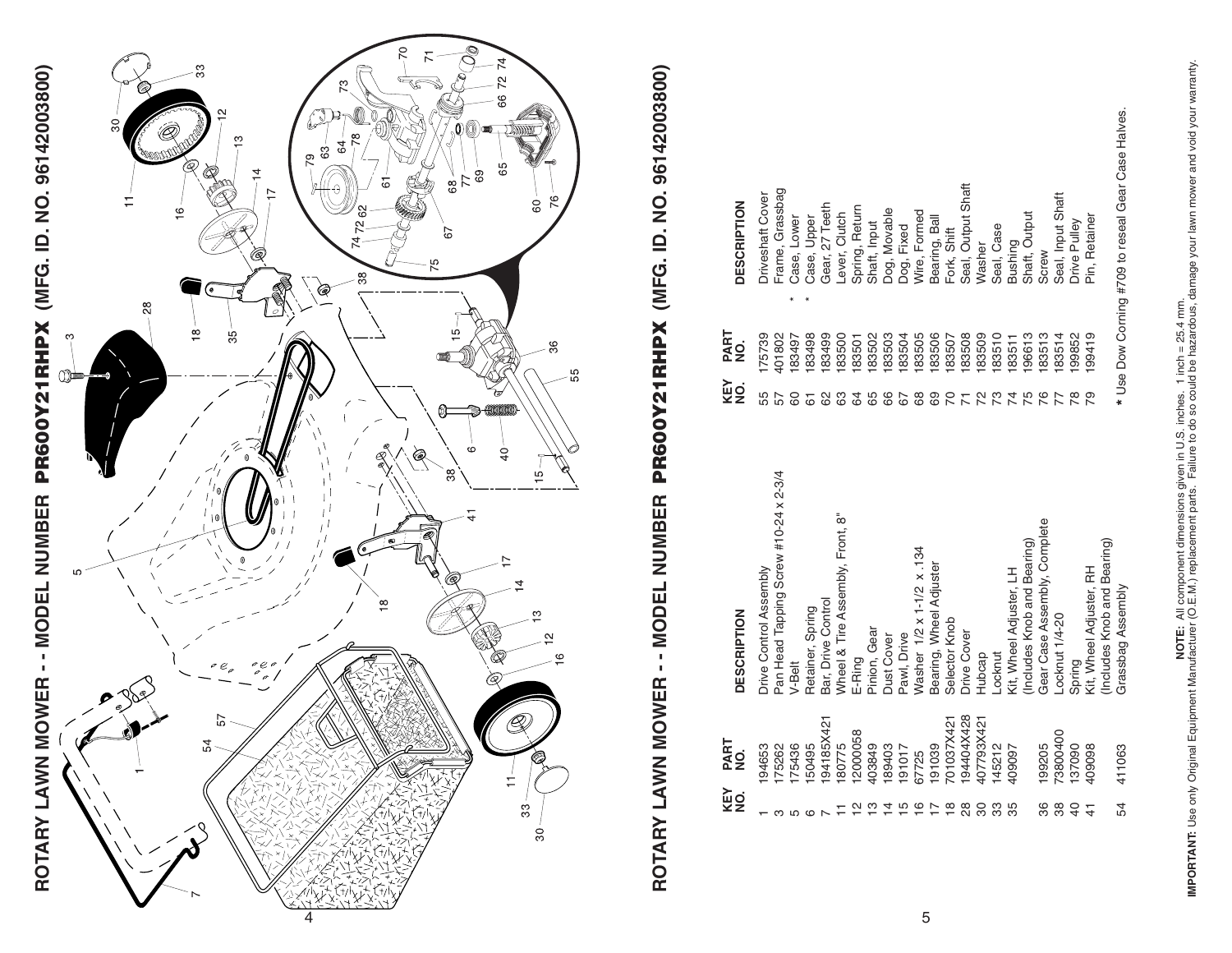# ROTARY LAWN MOWER - - MODEL NUMBER PR600Y21RHPX (MFG. ID. NO. 96142003800)

1 57 54 7 11 33 30 16 12 13 14 17 18 41 5 38 6 40 15 15 55 36 28 3 18 35 38 17 14 13 12 16 11 30 33

60 76 65 66 72 74 71 70 73 64 63 79 78 61 77 69 68 67 62 72 74 75

# ROTARY LAWN MOWER - - MODEL NUMBER PR600Y21RHPX (MFG. ID. NO. 96142003800)

| KEY NO. | PART NO. | DESCRIPTION |
|---|---|---|
| 1 | 194653 | Drive Control Assembly |
| 3 | 175262 | Pan Head Tapping Screw #10-24 x 2-3/4 |
| 5 | 175436 | V-Belt |
| 6 | 150495 | Retainer, Spring |
| 7 | 194185X421 | Bar, Drive Control |
| 11 | 180775 | Wheel & Tire Assembly, Front, 8" |
| 12 | 12000058 | E-Ring |
| 13 | 403849 | Pinion, Gear |
| 14 | 189403 | Dust Cover |
| 15 | 191017 | Pawl, Drive |
| 16 | 67725 | Washer 1/2 x 1-1/2 x .134 |
| 17 | 191039 | Bearing, Wheel Adjuster |
| 18 | 701037X421 | Selector Knob |
| 28 | 194404X428 | Drive Cover |
| 30 | 407793X421 | Hubcap |
| 33 | 145212 | Locknut |
| 35 | 409097 | Kit, Wheel Adjuster, LH (Includes Knob and Bearing) |
| 36 | 199205 | Gear Case Assembly, Complete |
| 38 | 73800400 | Locknut 1/4-20 |
| 40 | 137090 | Spring |
| 41 | 409098 | Kit, Wheel Adjuster, RH (Includes Knob and Bearing) |
| 54 | 411063 | Grassbag Assembly |

| KEY NO. | PART NO. | DESCRIPTION |
|---|---|---|
| 55 | 175739 | Driveshaft Cover |
| 57 | 401802 | Frame, Grassbag |
| 60 | 183497 | * Case, Lower |
| 61 | 183498 | * Case, Upper |
| 62 | 183499 | Gear, 27 Teeth |
| 63 | 183500 | Lever, Clutch |
| 64 | 183501 | Spring, Return |
| 65 | 183502 | Shaft, Input |
| 66 | 183503 | Dog, Movable |
| 67 | 183504 | Dog, Fixed |
| 68 | 183505 | Wire, Formed |
| 69 | 183506 | Bearing, Ball |
| 70 | 183507 | Fork, Shift |
| 71 | 183508 | Seal, Output Shaft |
| 72 | 183509 | Washer |
| 73 | 183510 | Seal, Case |
| 74 | 183511 | Bushing |
| 75 | 196613 | Shaft, Output |
| 76 | 183513 | Screw |
| 77 | 183514 | Seal, Input Shaft |
| 78 | 199852 | Drive Pulley |
| 79 | 199419 | Pin, Retainer |

* Use Dow Corning #709 to reseal Gear Case Halves.

**NOTE:** All component dimensions given in U.S. inches. 1 inch = 25.4 mm.
**IMPORTANT:** Use only Original Equipment Manufacturer (O.E.M.) replacement parts. Failure to do so could be hazardous, damage your lawn mower and void your warranty.